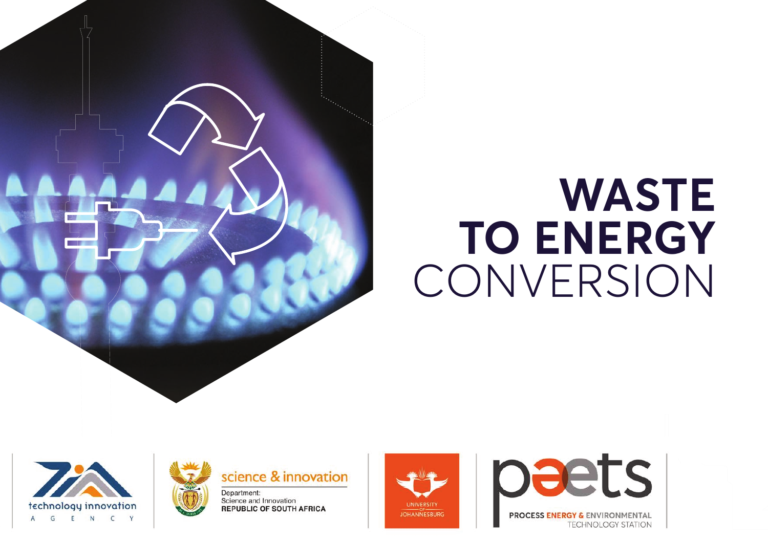# WASTE TO ENERGY CONVERSION

technology innovation AGENCY

science & innovation

Department:
Science and Innovation
REPUBLIC OF SOUTH AFRICA

UNIVERSITY OF JOHANNESBURG

paets

PROCESS ENERGY & ENVIRONMENTAL TECHNOLOGY STATION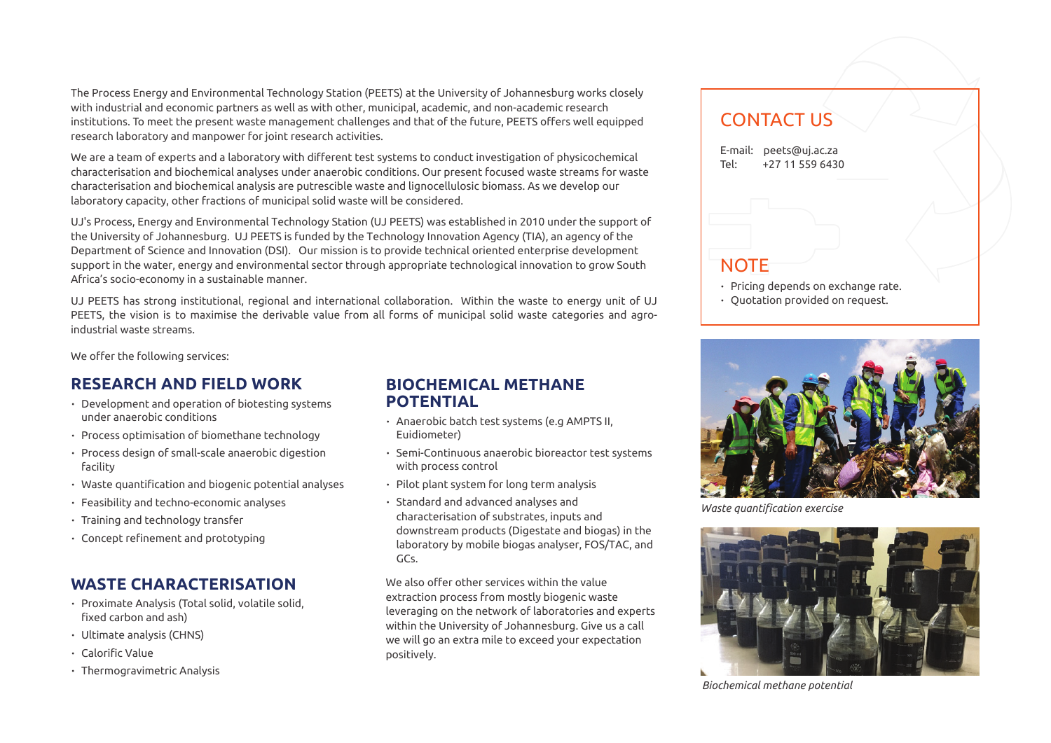The Process Energy and Environmental Technology Station (PEETS) at the University of Johannesburg works closely with industrial and economic partners as well as with other, municipal, academic, and non-academic research institutions. To meet the present waste management challenges and that of the future, PEETS offers well equipped research laboratory and manpower for joint research activities.

We are a team of experts and a laboratory with different test systems to conduct investigation of physicochemical characterisation and biochemical analyses under anaerobic conditions. Our present focused waste streams for waste characterisation and biochemical analysis are putrescible waste and lignocellulosic biomass. As we develop our laboratory capacity, other fractions of municipal solid waste will be considered.

UJ's Process, Energy and Environmental Technology Station (UJ PEETS) was established in 2010 under the support of the University of Johannesburg. UJ PEETS is funded by the Technology Innovation Agency (TIA), an agency of the Department of Science and Innovation (DSI). Our mission is to provide technical oriented enterprise development support in the water, energy and environmental sector through appropriate technological innovation to grow South Africa's socio-economy in a sustainable manner.

UJ PEETS has strong institutional, regional and international collaboration. Within the waste to energy unit of UJ PEETS, the vision is to maximise the derivable value from all forms of municipal solid waste categories and agro-industrial waste streams.

We offer the following services:

## RESEARCH AND FIELD WORK

- Development and operation of biotesting systems under anaerobic conditions
- Process optimisation of biomethane technology
- Process design of small-scale anaerobic digestion facility
- Waste quantification and biogenic potential analyses
- Feasibility and techno-economic analyses
- Training and technology transfer
- Concept refinement and prototyping

## WASTE CHARACTERISATION

- Proximate Analysis (Total solid, volatile solid, fixed carbon and ash)
- Ultimate analysis (CHNS)
- Calorific Value
- Thermogravimetric Analysis

## BIOCHEMICAL METHANE POTENTIAL

- Anaerobic batch test systems (e.g AMPTS II, Euidiometer)
- Semi-Continuous anaerobic bioreactor test systems with process control
- Pilot plant system for long term analysis
- Standard and advanced analyses and characterisation of substrates, inputs and downstream products (Digestate and biogas) in the laboratory by mobile biogas analyser, FOS/TAC, and GCs.

We also offer other services within the value extraction process from mostly biogenic waste leveraging on the network of laboratories and experts within the University of Johannesburg. Give us a call we will go an extra mile to exceed your expectation positively.

## CONTACT US

E-mail: peets@uj.ac.za
Tel: +27 11 559 6430

## NOTE

- Pricing depends on exchange rate.
- Quotation provided on request.

*Waste quantification exercise*

*Biochemical methane potential*